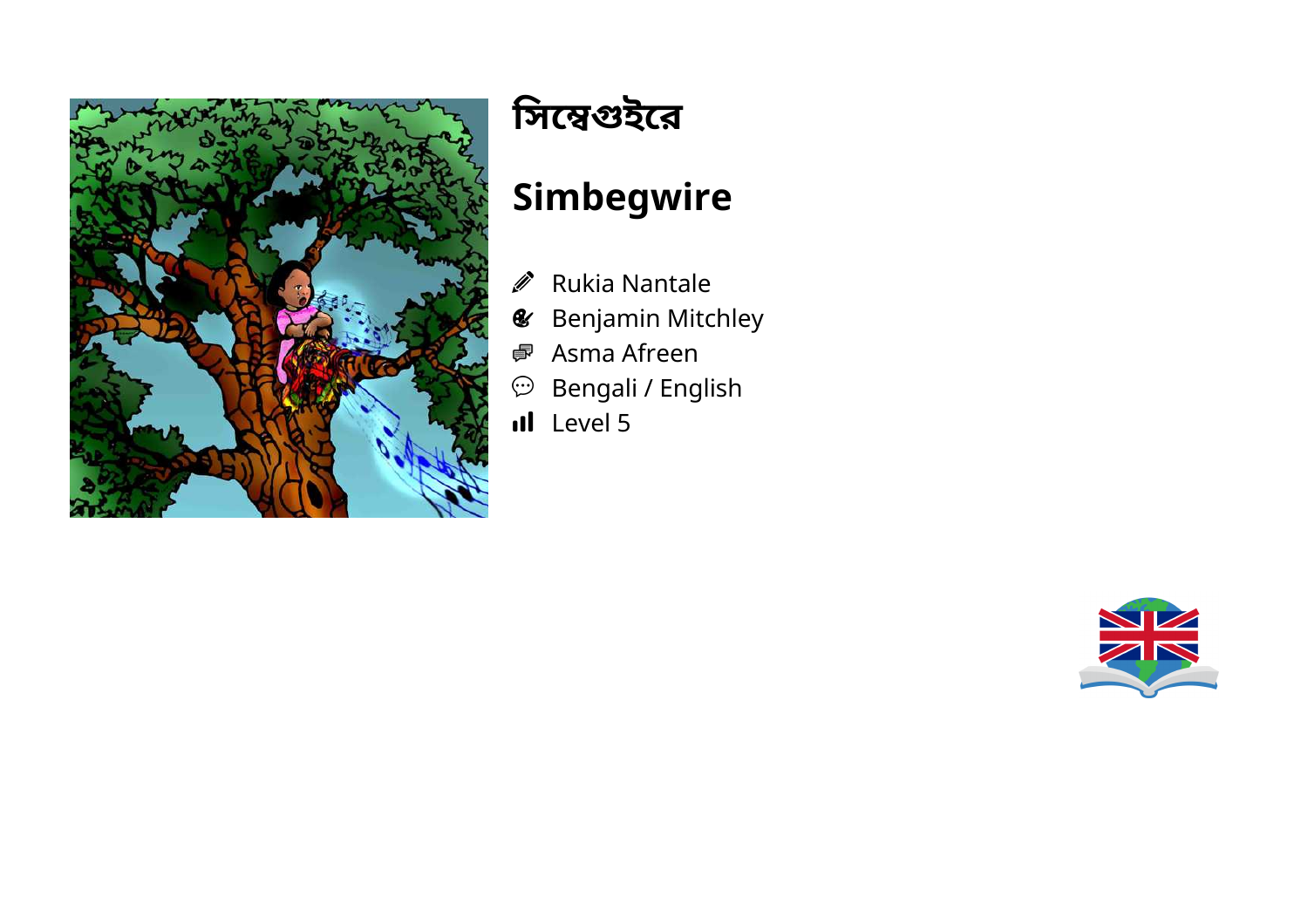# সিম্বেগুইরে

# Simbegwire

- Rukia Nantale
- Benjamin Mitchley
- Asma Afreen
- Bengali / English
- Level 5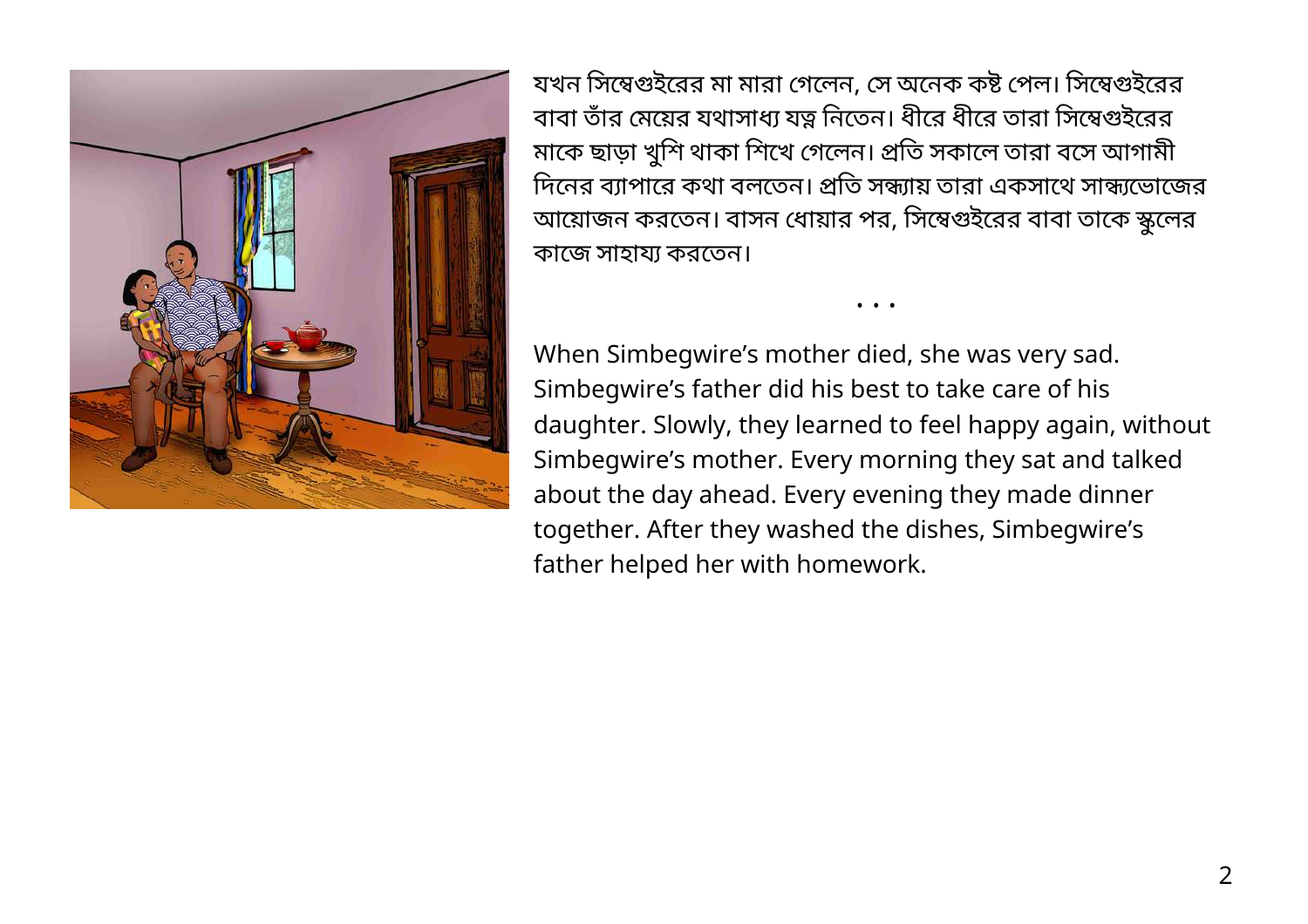যখন সিম্বেগুইরের মা মারা গেলেন, সে অনেক কষ্ট পেল। সিম্বেগুইরের বাবা তাঁর মেয়ের যথাসাধ্য যত্ন নিতেন। ধীরে ধীরে তারা সিম্বেগুইরের মাকে ছাড়া খুশি থাকা শিখে গেলেন। প্রতি সকালে তারা বসে আগামী দিনের ব্যাপারে কথা বলতেন। প্রতি সন্ধ্যায় তারা একসাথে সান্ধ্যভোজের আয়োজন করতেন। বাসন ধোয়ার পর, সিম্বেগুইরের বাবা তাকে স্কুলের কাজে সাহায্য করতেন।

• • •

When Simbegwire's mother died, she was very sad. Simbegwire's father did his best to take care of his daughter. Slowly, they learned to feel happy again, without Simbegwire's mother. Every morning they sat and talked about the day ahead. Every evening they made dinner together. After they washed the dishes, Simbegwire's father helped her with homework.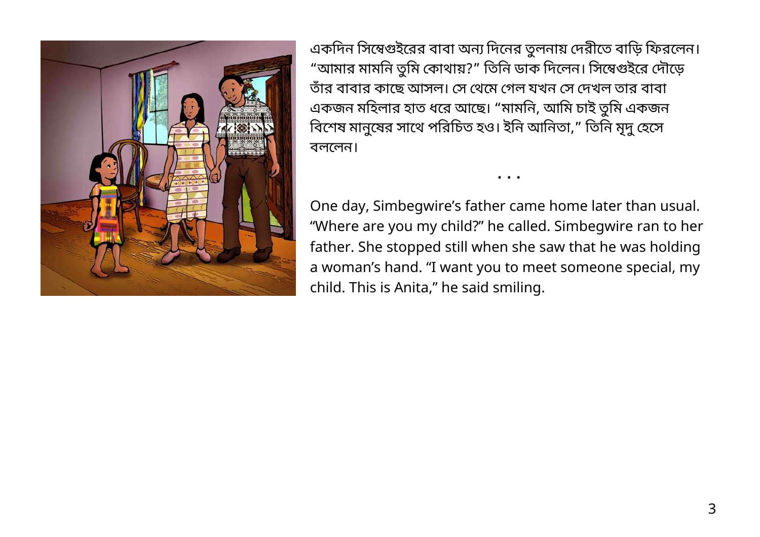একদিন সিম্বেগুইরের বাবা অন্য দিনের তুলনায় দেরীতে বাড়ি ফিরলেন। "আমার মামনি তুমি কোথায়?" তিনি ডাক দিলেন। সিম্বেগুইরে দৌড়ে তাঁর বাবার কাছে আসল। সে থেমে গেল যখন সে দেখল তার বাবা একজন মহিলার হাত ধরে আছে। "মামনি, আমি চাই তুমি একজন বিশেষ মানুষের সাথে পরিচিত হও। ইনি আনিতা," তিনি মৃদু হেসে বললেন।

• • •

One day, Simbegwire's father came home later than usual. "Where are you my child?" he called. Simbegwire ran to her father. She stopped still when she saw that he was holding a woman's hand. "I want you to meet someone special, my child. This is Anita," he said smiling.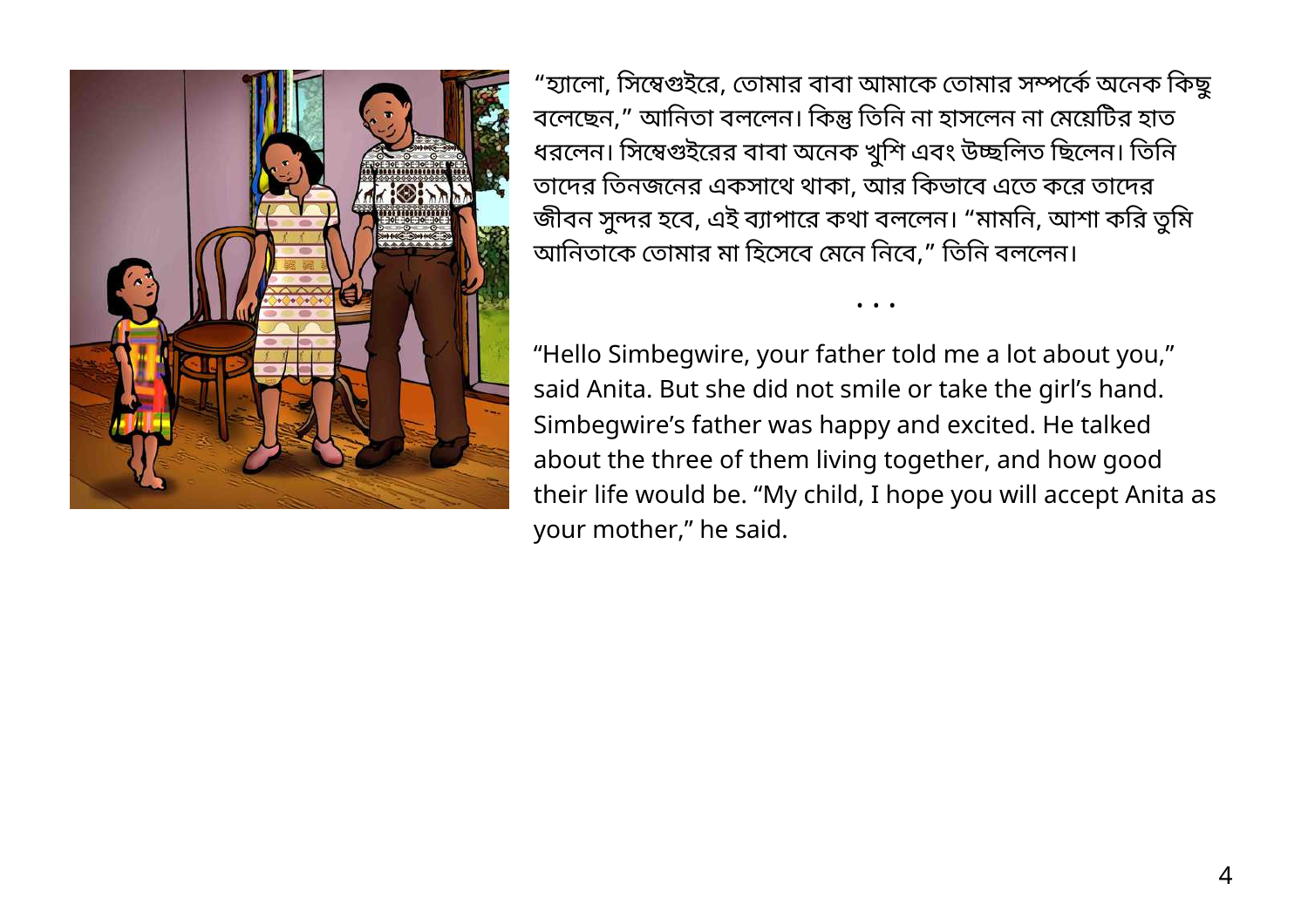"হ্যালো, সিম্বেগুইরে, তোমার বাবা আমাকে তোমার সম্পর্কে অনেক কিছু বলেছেন," আনিতা বললেন। কিন্তু তিনি না হাসলেন না মেয়েটির হাত ধরলেন। সিম্বেগুইরের বাবা অনেক খুশি এবং উচ্ছলিত ছিলেন। তিনি তাদের তিনজনের একসাথে থাকা, আর কিভাবে এতে করে তাদের জীবন সুন্দর হবে, এই ব্যাপারে কথা বললেন। "মামনি, আশা করি তুমি আনিতাকে তোমার মা হিসেবে মেনে নিবে," তিনি বললেন।

• • •

"Hello Simbegwire, your father told me a lot about you," said Anita. But she did not smile or take the girl's hand. Simbegwire's father was happy and excited. He talked about the three of them living together, and how good their life would be. "My child, I hope you will accept Anita as your mother," he said.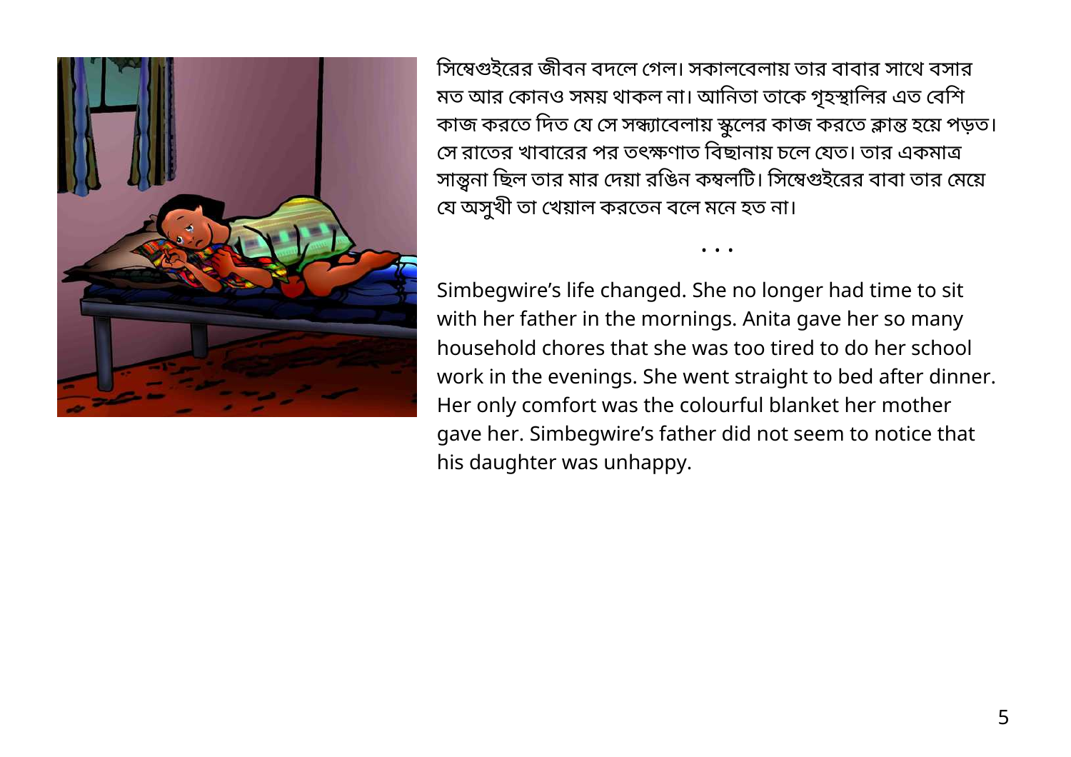সিম্বেগুইরের জীবন বদলে গেল। সকালবেলায় তার বাবার সাথে বসার মত আর কোনও সময় থাকল না। আনিতা তাকে গৃহস্থালির এত বেশি কাজ করতে দিত যে সে সন্ধ্যাবেলায় স্কুলের কাজ করতে ক্লান্ত হয়ে পড়ত। সে রাতের খাবারের পর তৎক্ষণাত বিছানায় চলে যেত। তার একমাত্র সান্ত্বনা ছিল তার মার দেয়া রঙিন কম্বলটি। সিম্বেগুইরের বাবা তার মেয়ে যে অসুখী তা খেয়াল করতেন বলে মনে হত না।

• • •

Simbegwire’s life changed. She no longer had time to sit with her father in the mornings. Anita gave her so many household chores that she was too tired to do her school work in the evenings. She went straight to bed after dinner. Her only comfort was the colourful blanket her mother gave her. Simbegwire’s father did not seem to notice that his daughter was unhappy.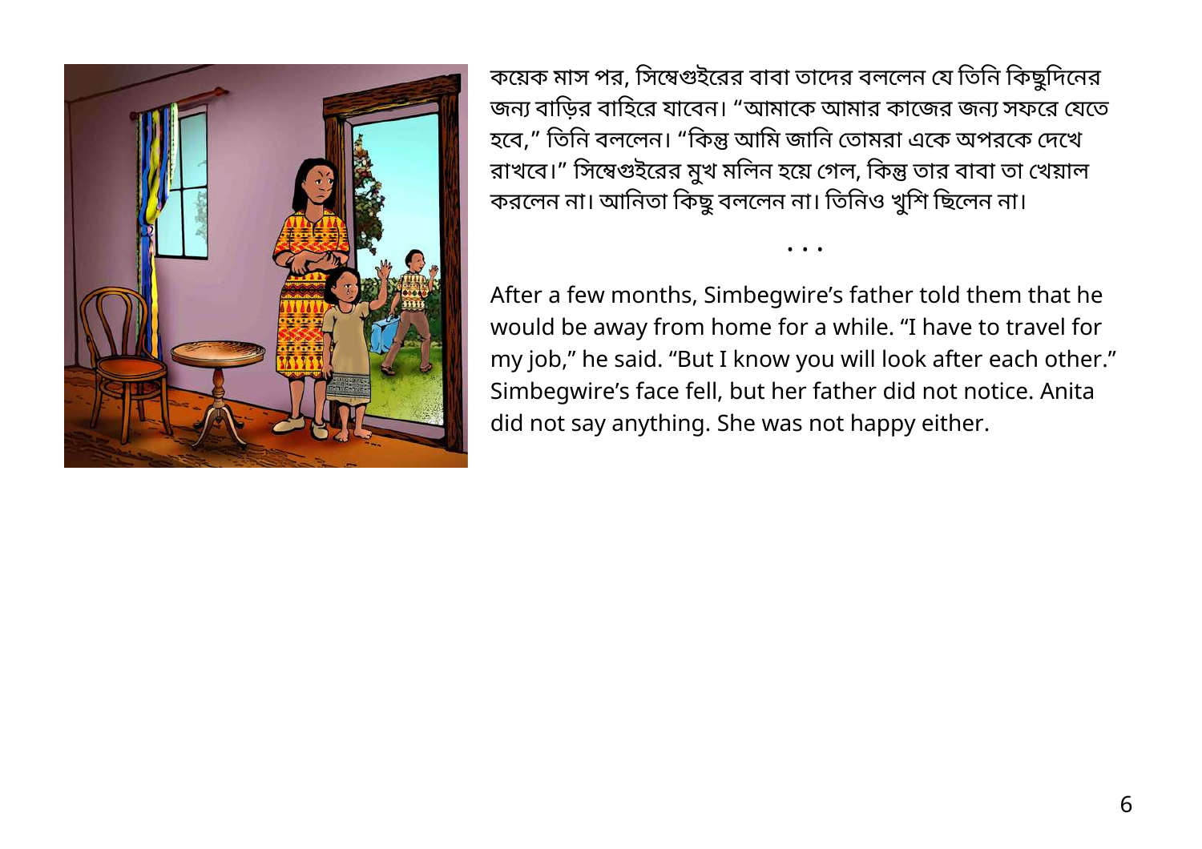কয়েক মাস পর, সিম্বেগুইরের বাবা তাদের বললেন যে তিনি কিছুদিনের জন্য বাড়ির বাহিরে যাবেন। “আমাকে আমার কাজের জন্য সফরে যেতে হবে,” তিনি বললেন। “কিন্তু আমি জানি তোমরা একে অপরকে দেখে রাখবে।” সিম্বেগুইরের মুখ মলিন হয়ে গেল, কিন্তু তার বাবা তা খেয়াল করলেন না। আনিতা কিছু বললেন না। তিনিও খুশি ছিলেন না।

• • •

After a few months, Simbegwire’s father told them that he would be away from home for a while. “I have to travel for my job,” he said. “But I know you will look after each other.” Simbegwire’s face fell, but her father did not notice. Anita did not say anything. She was not happy either.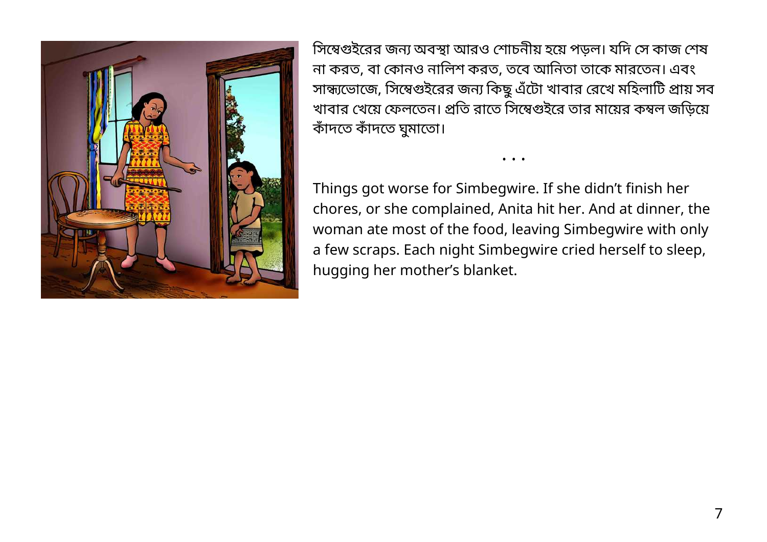সিম্বেগুইরের জন্য অবস্থা আরও শোচনীয় হয়ে পড়ল। যদি সে কাজ শেষ না করত, বা কোনও নালিশ করত, তবে আনিতা তাকে মারতেন। এবং সান্ধ্যভোজে, সিম্বেগুইরের জন্য কিছু এঁটো খাবার রেখে মহিলাটি প্রায় সব খাবার খেয়ে ফেলতেন। প্রতি রাতে সিম্বেগুইরে তার মায়ের কম্বল জড়িয়ে কাঁদতে কাঁদতে ঘুমাতো।

• • •

Things got worse for Simbegwire. If she didn't finish her chores, or she complained, Anita hit her. And at dinner, the woman ate most of the food, leaving Simbegwire with only a few scraps. Each night Simbegwire cried herself to sleep, hugging her mother's blanket.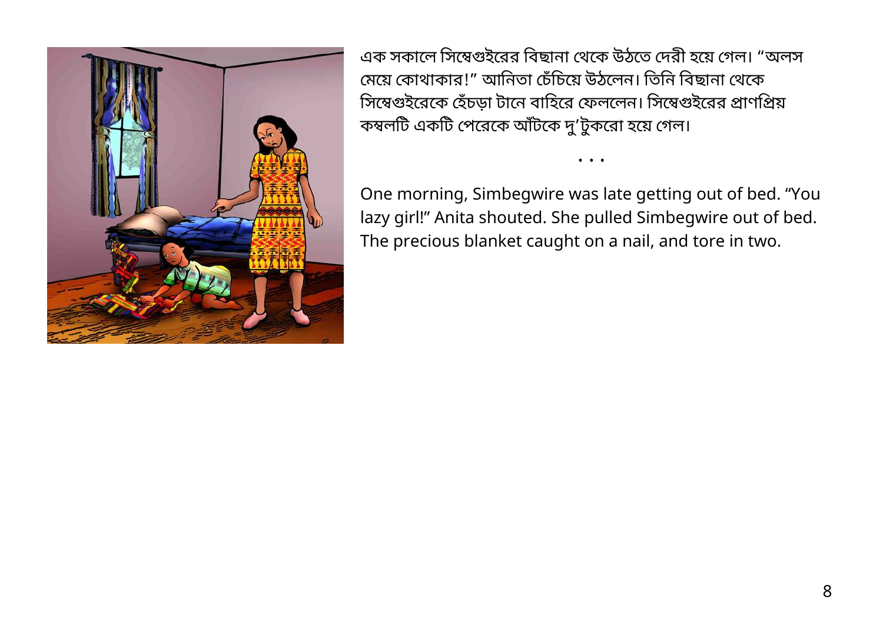এক সকালে সিম্বেগুইরের বিছানা থেকে উঠতে দেরী হয়ে গেল। “অলস মেয়ে কোথাকার!” আনিতা চেঁচিয়ে উঠলেন। তিনি বিছানা থেকে সিম্বেগুইরেকে হেঁচড়া টানে বাহিরে ফেললেন। সিম্বেগুইরের প্রাণপ্রিয় কম্বলটি একটি পেরেকে আঁটকে দু’টুকরো হয়ে গেল।

• • •

One morning, Simbegwire was late getting out of bed. “You lazy girl!” Anita shouted. She pulled Simbegwire out of bed. The precious blanket caught on a nail, and tore in two.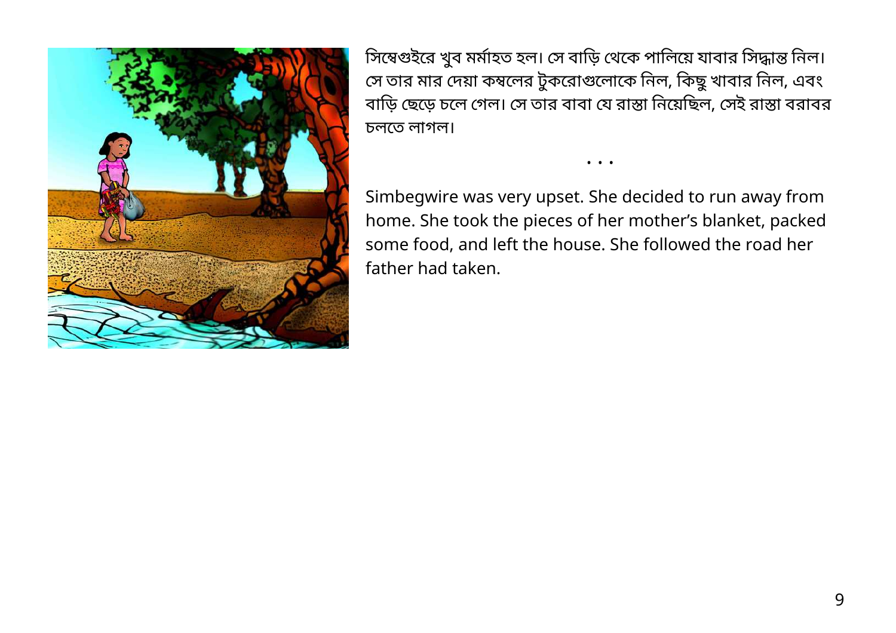সিম্বেগুইরে খুব মর্মাহত হল। সে বাড়ি থেকে পালিয়ে যাবার সিদ্ধান্ত নিল। সে তার মার দেয়া কম্বলের টুকরোগুলোকে নিল, কিছু খাবার নিল, এবং বাড়ি ছেড়ে চলে গেল। সে তার বাবা যে রাস্তা নিয়েছিল, সেই রাস্তা বরাবর চলতে লাগল।

• • •

Simbegwire was very upset. She decided to run away from home. She took the pieces of her mother's blanket, packed some food, and left the house. She followed the road her father had taken.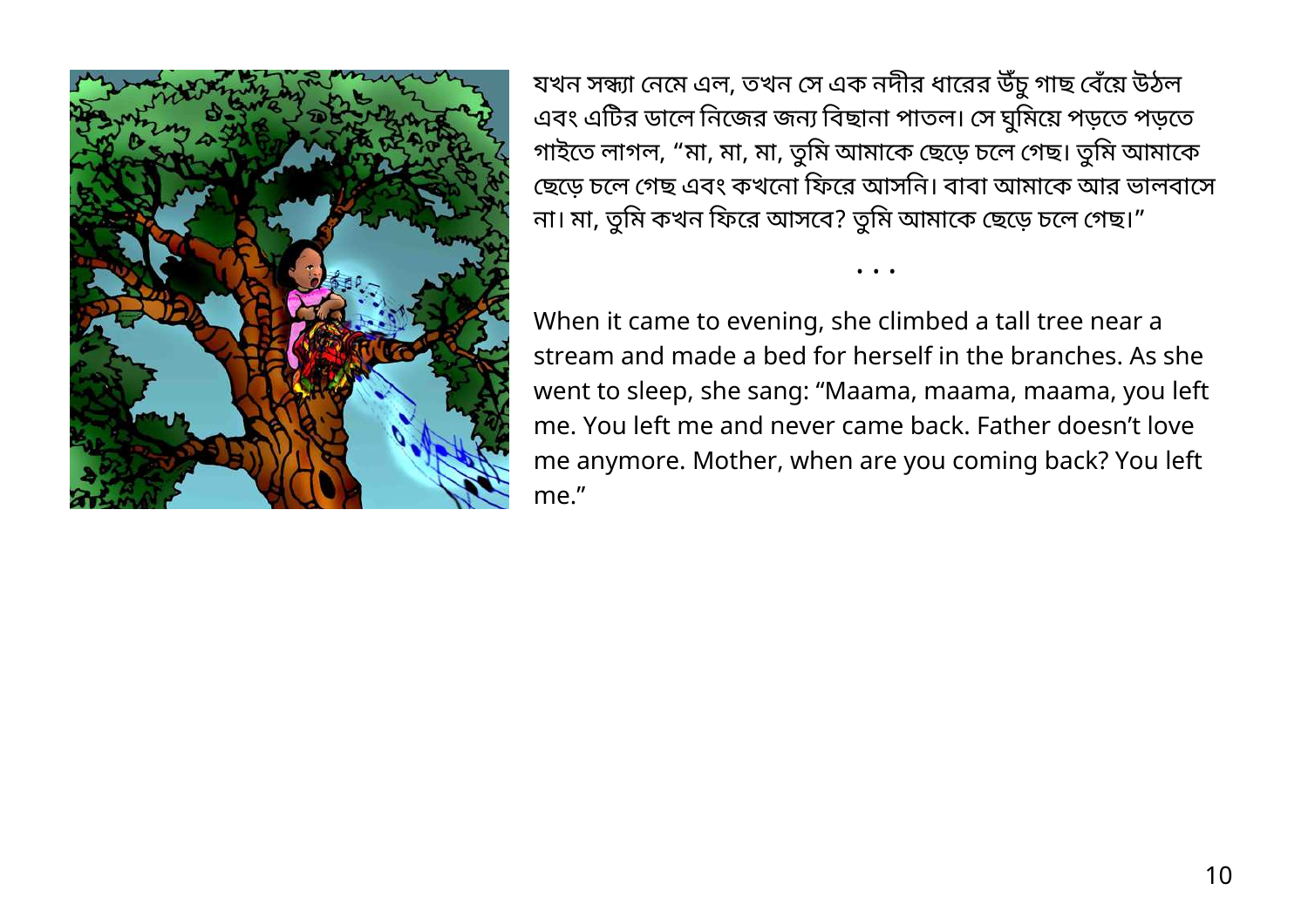যখন সন্ধ্যা নেমে এল, তখন সে এক নদীর ধারের উঁচু গাছ বেঁয়ে উঠল এবং এটির ডালে নিজের জন্য বিছানা পাতল। সে ঘুমিয়ে পড়তে পড়তে গাইতে লাগল, “মা, মা, মা, তুমি আমাকে ছেড়ে চলে গেছ। তুমি আমাকে ছেড়ে চলে গেছ এবং কখনো ফিরে আসনি। বাবা আমাকে আর ভালবাসে না। মা, তুমি কখন ফিরে আসবে? তুমি আমাকে ছেড়ে চলে গেছ।”

• • •

When it came to evening, she climbed a tall tree near a stream and made a bed for herself in the branches. As she went to sleep, she sang: “Maama, maama, maama, you left me. You left me and never came back. Father doesn’t love me anymore. Mother, when are you coming back? You left me.”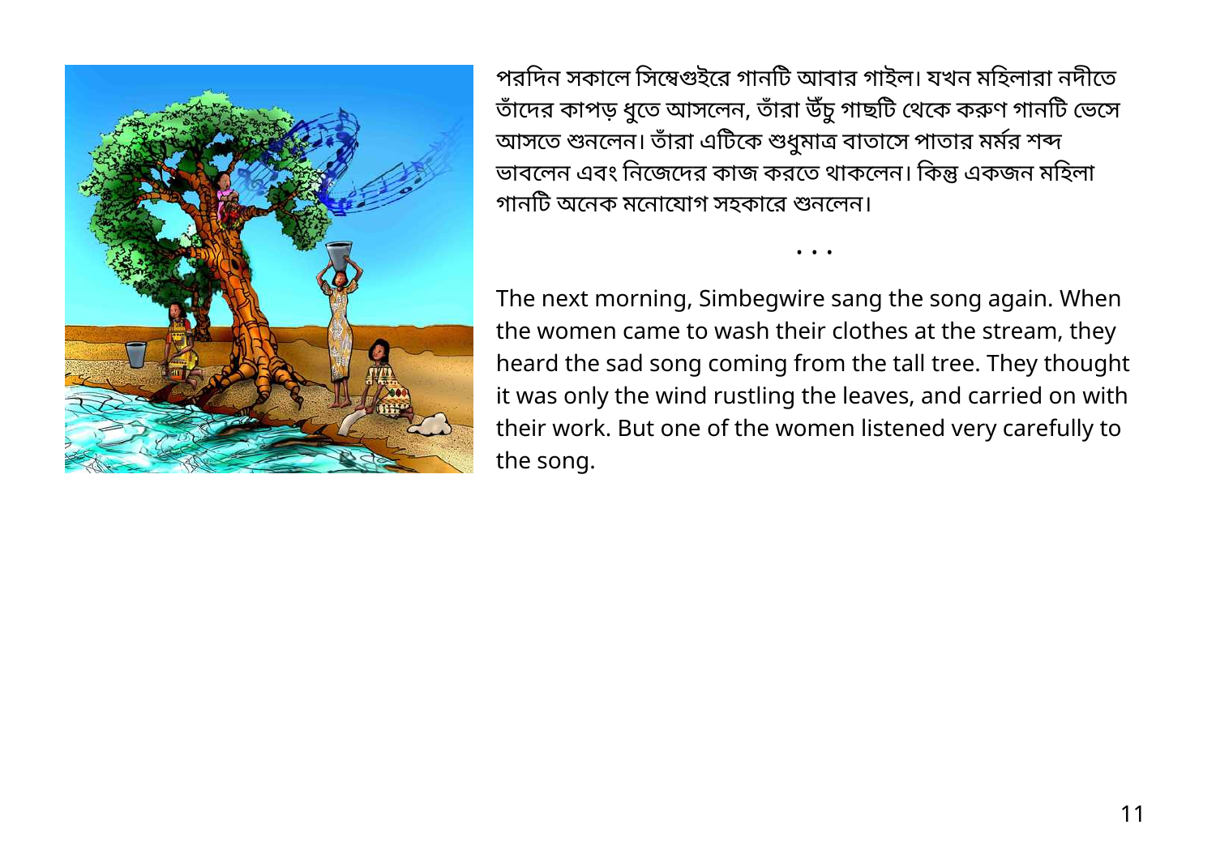পরদিন সকালে সিম্বেগুইরে গানটি আবার গাইল। যখন মহিলারা নদীতে তাঁদের কাপড় ধুতে আসলেন, তাঁরা উঁচু গাছটি থেকে করুণ গানটি ভেসে আসতে শুনলেন। তাঁরা এটিকে শুধুমাত্র বাতাসে পাতার মর্মর শব্দ ভাবলেন এবং নিজেদের কাজ করতে থাকলেন। কিন্তু একজন মহিলা গানটি অনেক মনোযোগ সহকারে শুনলেন।

• • •

The next morning, Simbegwire sang the song again. When the women came to wash their clothes at the stream, they heard the sad song coming from the tall tree. They thought it was only the wind rustling the leaves, and carried on with their work. But one of the women listened very carefully to the song.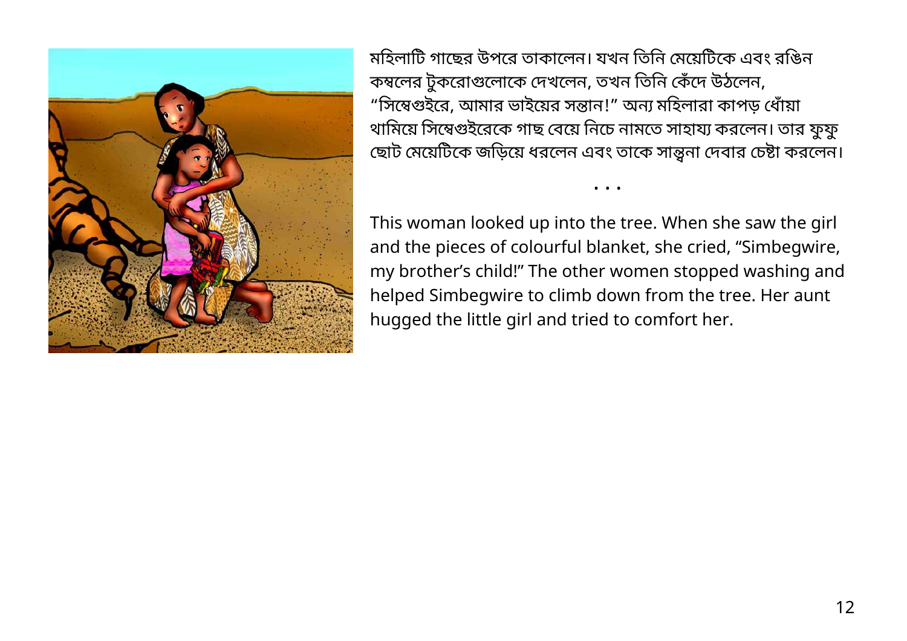মহিলাটি গাছের উপরে তাকালেন। যখন তিনি মেয়েটিকে এবং রঙিন কম্বলের টুকরোগুলোকে দেখলেন, তখন তিনি কেঁদে উঠলেন, “সিম্বেগুইরে, আমার ভাইয়ের সন্তান!” অন্য মহিলারা কাপড় ধোঁয়া থামিয়ে সিম্বেগুইরেকে গাছ বেয়ে নিচে নামতে সাহায্য করলেন। তার ফুফু ছোট মেয়েটিকে জড়িয়ে ধরলেন এবং তাকে সান্ত্বনা দেবার চেষ্টা করলেন।

• • •

This woman looked up into the tree. When she saw the girl and the pieces of colourful blanket, she cried, “Simbegwire, my brother’s child!” The other women stopped washing and helped Simbegwire to climb down from the tree. Her aunt hugged the little girl and tried to comfort her.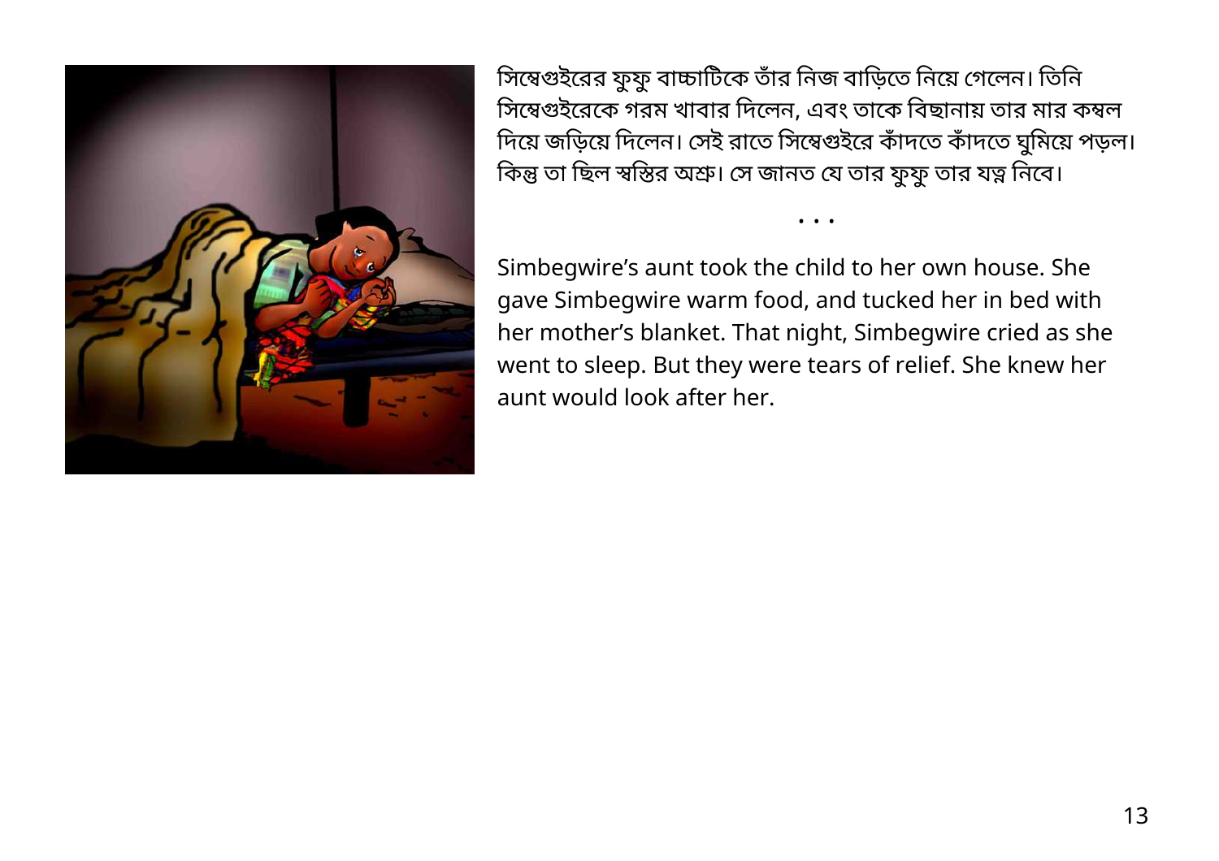সিম্বেগুইরের ফুফু বাচ্চাটিকে তাঁর নিজ বাড়িতে নিয়ে গেলেন। তিনি সিম্বেগুইরেকে গরম খাবার দিলেন, এবং তাকে বিছানায় তার মার কম্বল দিয়ে জড়িয়ে দিলেন। সেই রাতে সিম্বেগুইরে কাঁদতে কাঁদতে ঘুমিয়ে পড়ল। কিন্তু তা ছিল স্বস্তির অশ্রু। সে জানত যে তার ফুফু তার যত্ন নিবে।

• • •

Simbegwire’s aunt took the child to her own house. She gave Simbegwire warm food, and tucked her in bed with her mother’s blanket. That night, Simbegwire cried as she went to sleep. But they were tears of relief. She knew her aunt would look after her.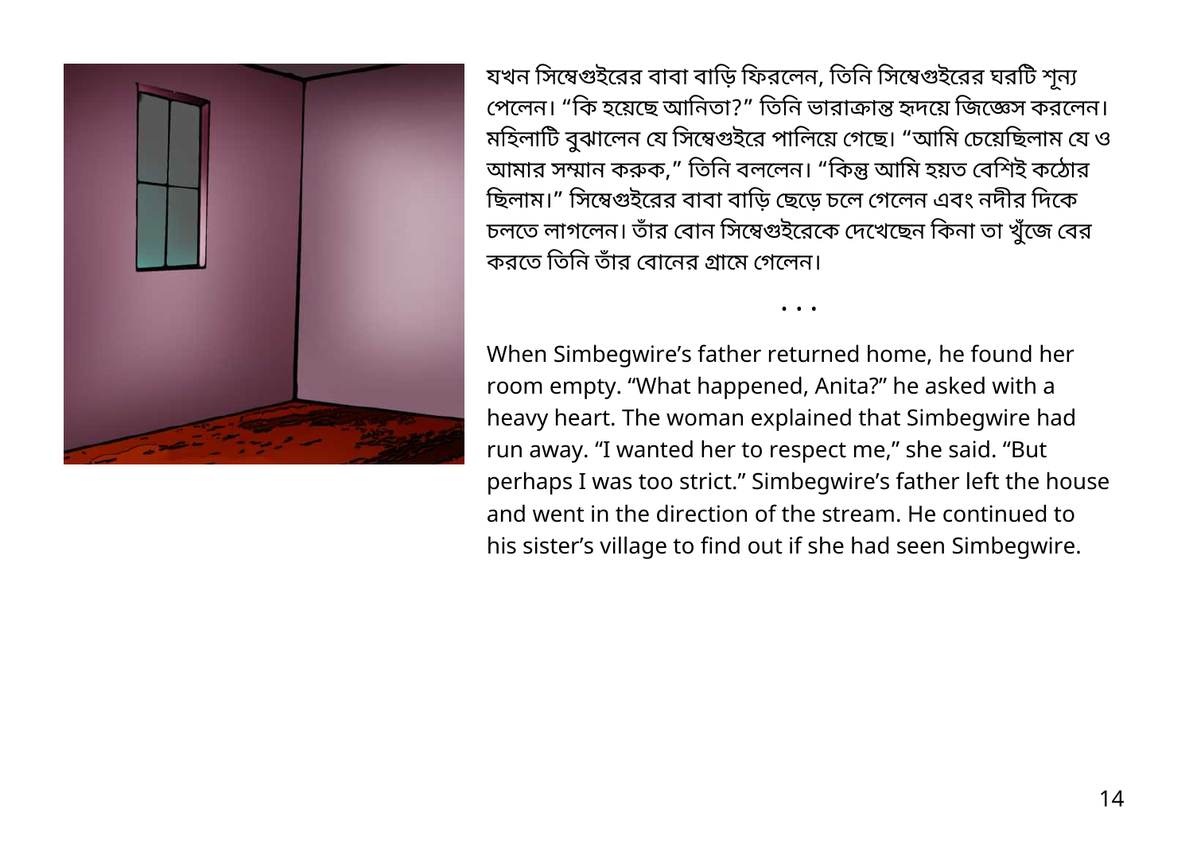যখন সিম্বেগুইরের বাবা বাড়ি ফিরলেন, তিনি সিম্বেগুইরের ঘরটি শূন্য পেলেন। "কি হয়েছে আনিতা?" তিনি ভারাক্রান্ত হৃদয়ে জিজ্ঞেস করলেন। মহিলাটি বুঝালেন যে সিম্বেগুইরে পালিয়ে গেছে। "আমি চেয়েছিলাম যে ও আমার সম্মান করুক," তিনি বললেন। "কিন্তু আমি হয়ত বেশিই কঠোর ছিলাম।" সিম্বেগুইরের বাবা বাড়ি ছেড়ে চলে গেলেন এবং নদীর দিকে চলতে লাগলেন। তাঁর বোন সিম্বেগুইরেকে দেখেছেন কিনা তা খুঁজে বের করতে তিনি তাঁর বোনের গ্রামে গেলেন।

• • •

When Simbegwire's father returned home, he found her room empty. "What happened, Anita?" he asked with a heavy heart. The woman explained that Simbegwire had run away. "I wanted her to respect me," she said. "But perhaps I was too strict." Simbegwire's father left the house and went in the direction of the stream. He continued to his sister's village to find out if she had seen Simbegwire.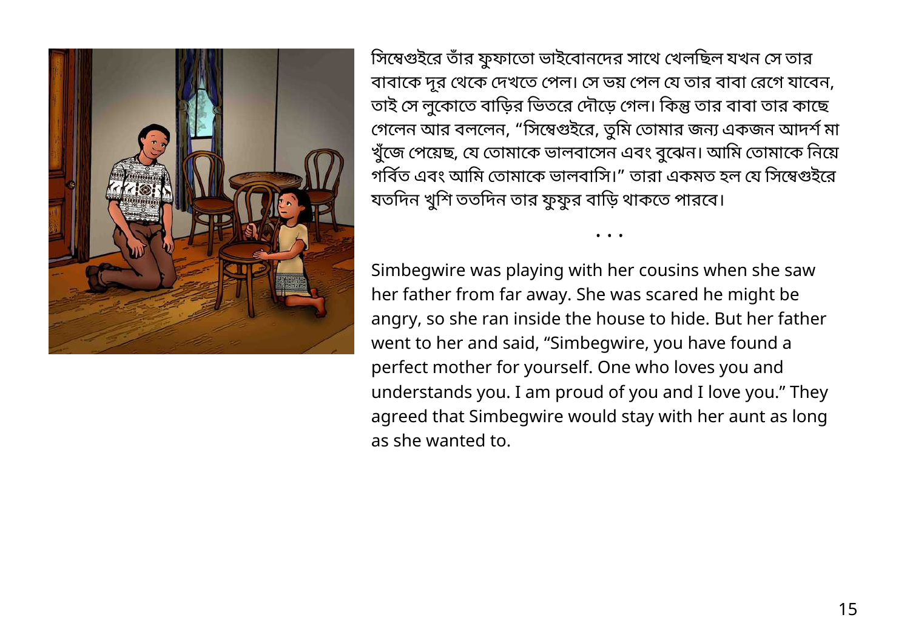সিম্বেগুইরে তাঁর ফুফাতো ভাইবোনদের সাথে খেলছিল যখন সে তার বাবাকে দূর থেকে দেখতে পেল। সে ভয় পেল যে তার বাবা রেগে যাবেন, তাই সে লুকোতে বাড়ির ভিতরে দৌড়ে গেল। কিন্তু তার বাবা তার কাছে গেলেন আর বললেন, "সিম্বেগুইরে, তুমি তোমার জন্য একজন আদর্শ মা খুঁজে পেয়েছ, যে তোমাকে ভালবাসেন এবং বুঝেন। আমি তোমাকে নিয়ে গর্বিত এবং আমি তোমাকে ভালবাসি।" তারা একমত হল যে সিম্বেগুইরে যতদিন খুশি ততদিন তার ফুফুর বাড়ি থাকতে পারবে।

• • •

Simbegwire was playing with her cousins when she saw her father from far away. She was scared he might be angry, so she ran inside the house to hide. But her father went to her and said, "Simbegwire, you have found a perfect mother for yourself. One who loves you and understands you. I am proud of you and I love you." They agreed that Simbegwire would stay with her aunt as long as she wanted to.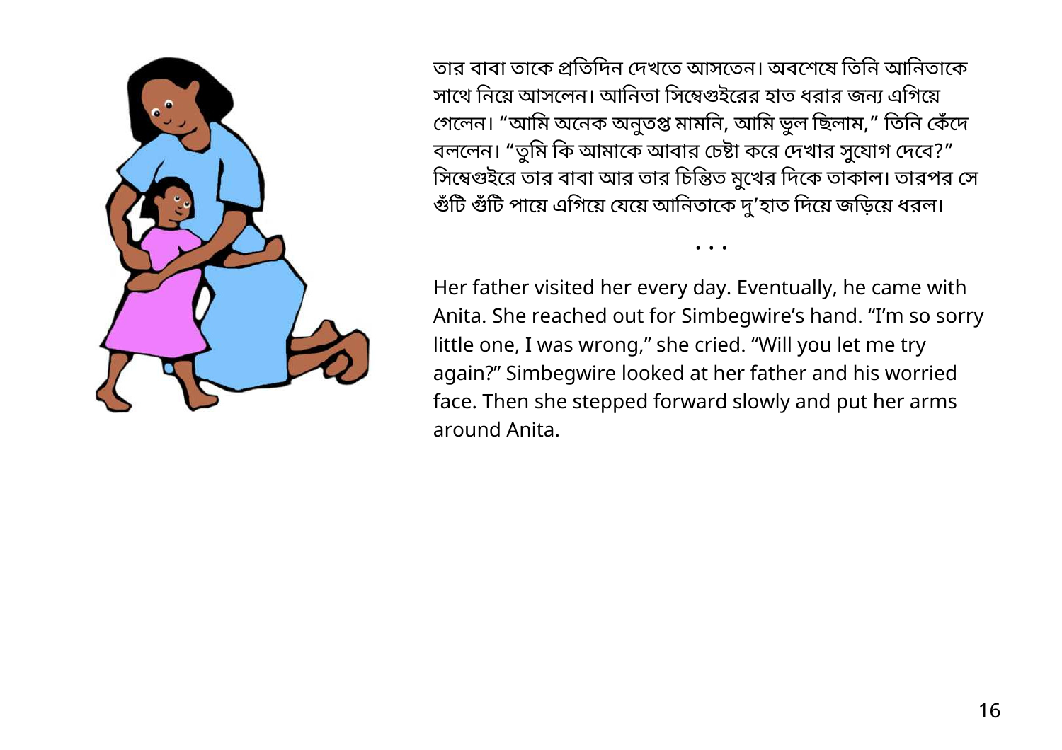তার বাবা তাকে প্রতিদিন দেখতে আসতেন। অবশেষে তিনি আনিতাকে সাথে নিয়ে আসলেন। আনিতা সিম্বেগুইরের হাত ধরার জন্য এগিয়ে গেলেন। “আমি অনেক অনুতপ্ত মামনি, আমি ভুল ছিলাম,” তিনি কেঁদে বললেন। “তুমি কি আমাকে আবার চেষ্টা করে দেখার সুযোগ দেবে?” সিম্বেগুইরে তার বাবা আর তার চিন্তিত মুখের দিকে তাকাল। তারপর সে গুঁটি গুঁটি পায়ে এগিয়ে যেয়ে আনিতাকে দু’হাত দিয়ে জড়িয়ে ধরল।

• • •

Her father visited her every day. Eventually, he came with Anita. She reached out for Simbegwire’s hand. “I’m so sorry little one, I was wrong,” she cried. “Will you let me try again?” Simbegwire looked at her father and his worried face. Then she stepped forward slowly and put her arms around Anita.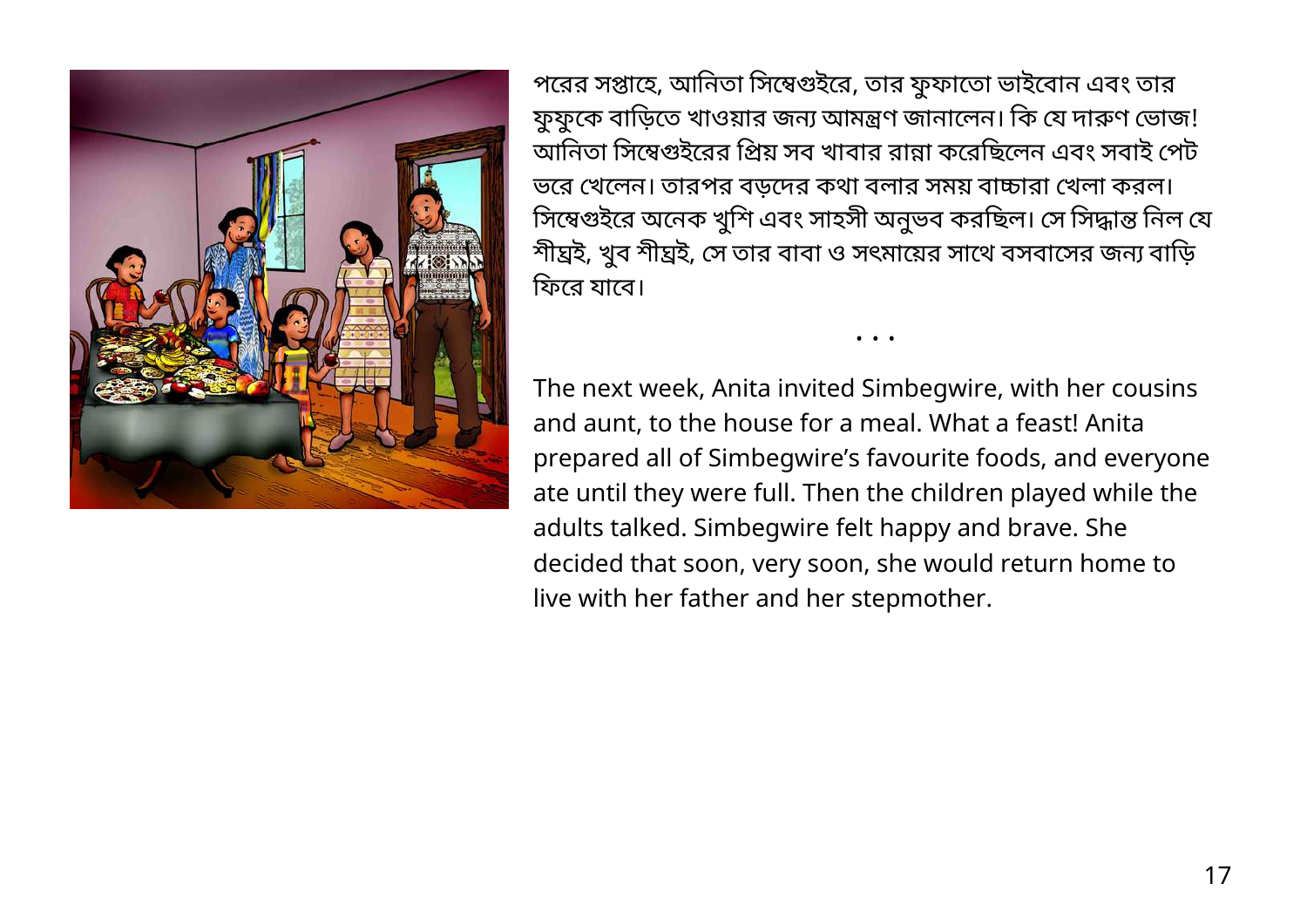পরের সপ্তাহে, আনিতা সিম্বেগুইরে, তার ফুফাতো ভাইবোন এবং তার ফুফুকে বাড়িতে খাওয়ার জন্য আমন্ত্রণ জানালেন। কি যে দারুণ ভোজ! আনিতা সিম্বেগুইরের প্রিয় সব খাবার রান্না করেছিলেন এবং সবাই পেট ভরে খেলেন। তারপর বড়দের কথা বলার সময় বাচ্চারা খেলা করল। সিম্বেগুইরে অনেক খুশি এবং সাহসী অনুভব করছিল। সে সিদ্ধান্ত নিল যে শীঘ্রই, খুব শীঘ্রই, সে তার বাবা ও সৎমায়ের সাথে বসবাসের জন্য বাড়ি ফিরে যাবে।

• • •

The next week, Anita invited Simbegwire, with her cousins and aunt, to the house for a meal. What a feast! Anita prepared all of Simbegwire's favourite foods, and everyone ate until they were full. Then the children played while the adults talked. Simbegwire felt happy and brave. She decided that soon, very soon, she would return home to live with her father and her stepmother.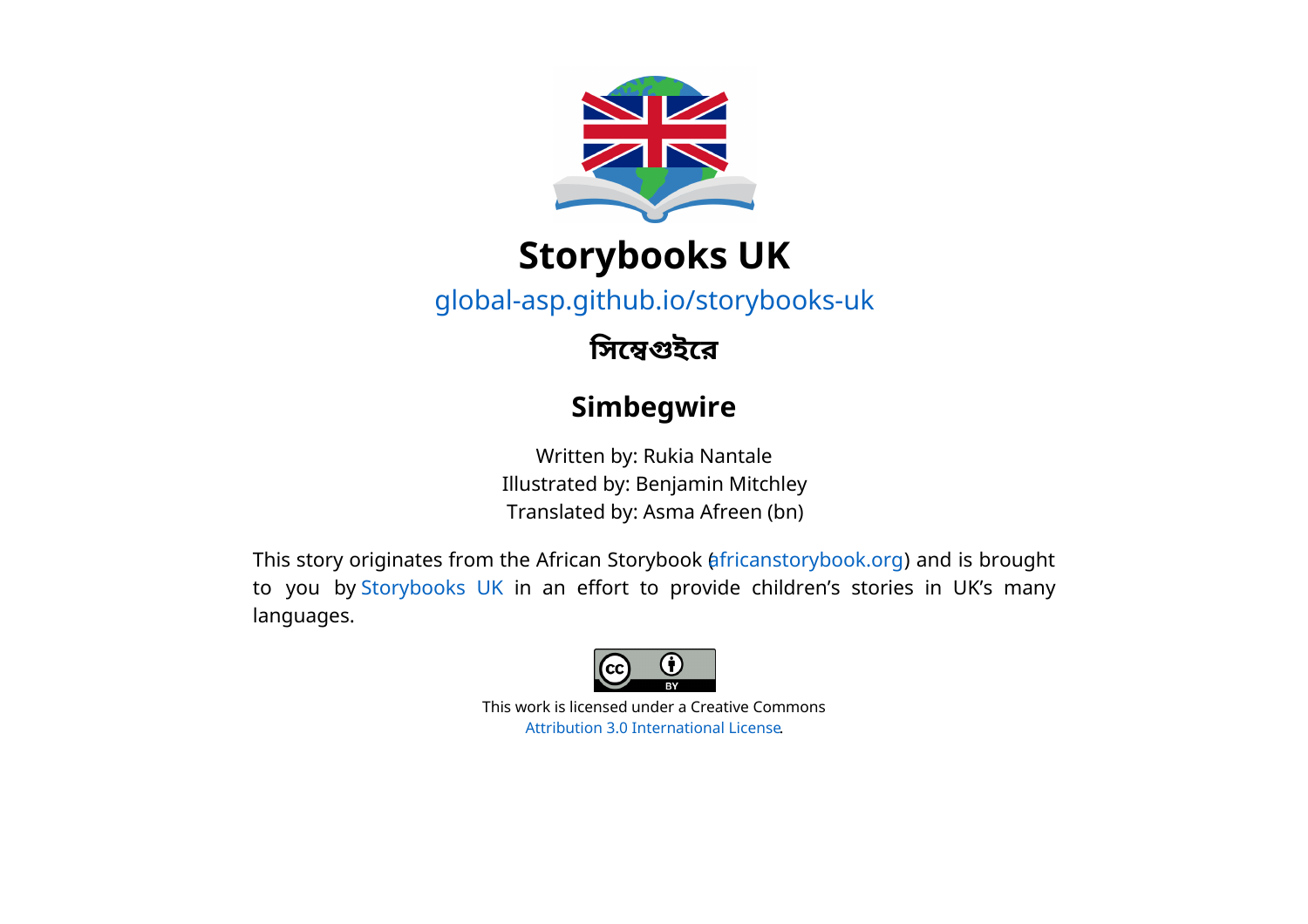# Storybooks UK

global-asp.github.io/storybooks-uk

## সিম্বেগুইরে

## Simbegwire

Written by: Rukia Nantale
Illustrated by: Benjamin Mitchley
Translated by: Asma Afreen (bn)

This story originates from the African Storybook (africanstorybook.org) and is brought to you by Storybooks UK in an effort to provide children's stories in UK's many languages.

This work is licensed under a Creative Commons Attribution 3.0 International License.